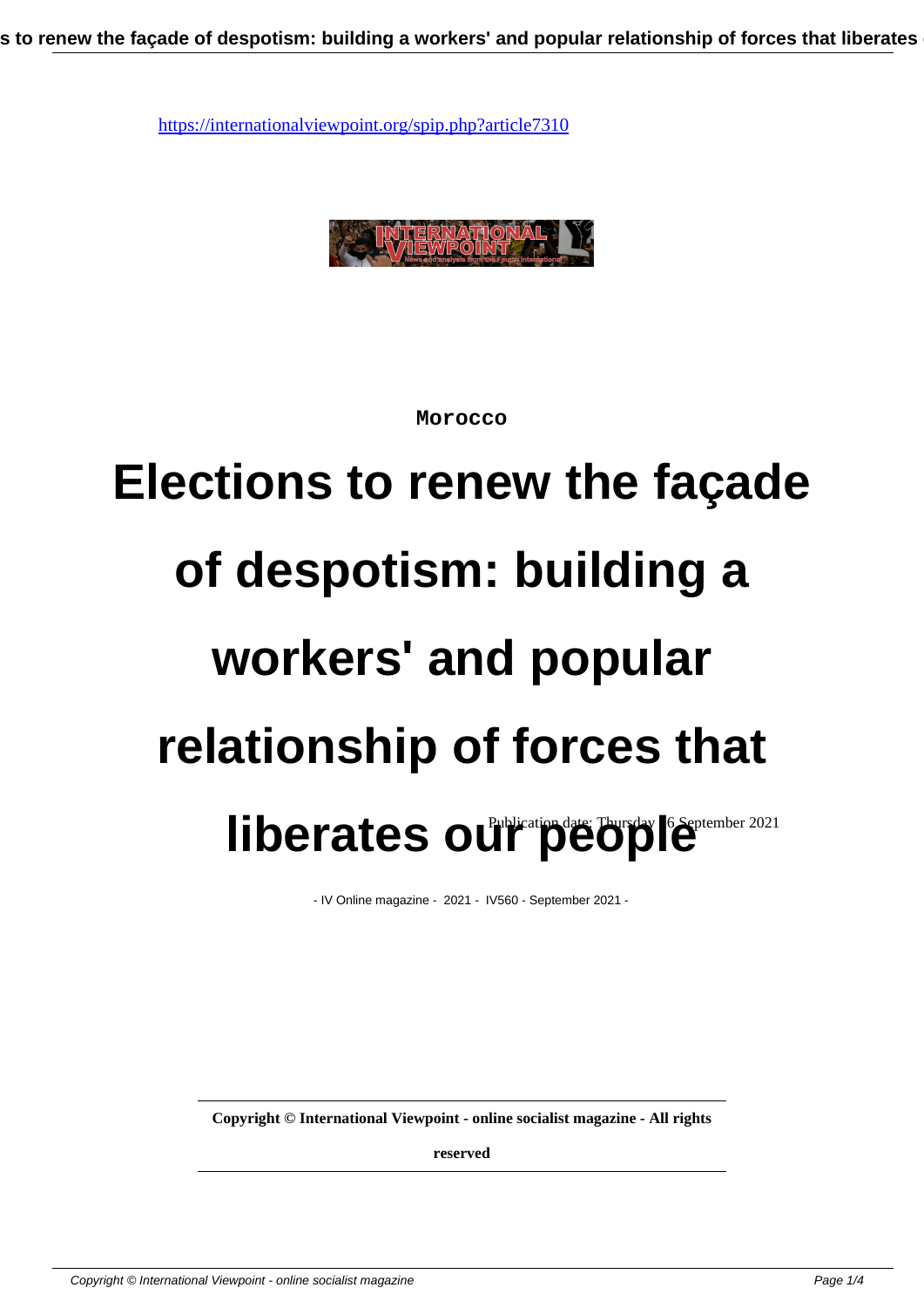https://internationalviewpoint.org/spip.php?article7310

Morocco

# Elections to renew the façade of despotism: building a workers' and popular relationship of forces that liberates our people

Publication date: Thursday 16 September 2021

- IV Online magazine - 2021 - IV560 - September 2021 -

**Copyright © International Viewpoint - online socialist magazine - All rights reserved**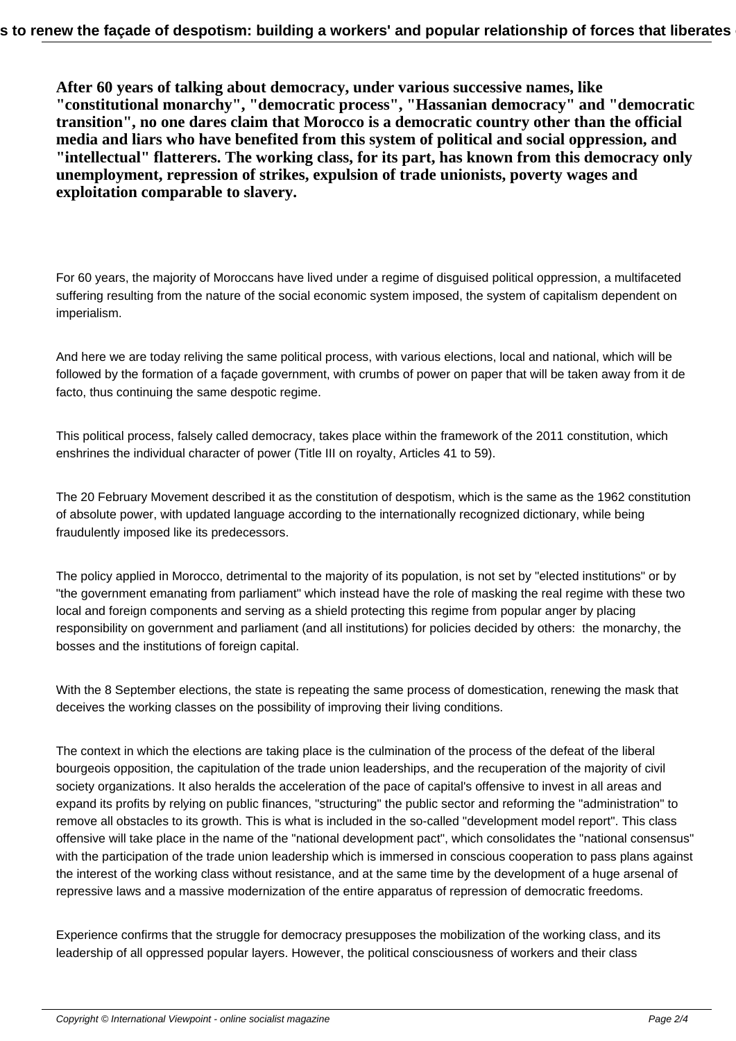**After 60 years of talking about democracy, under various successive names, like "constitutional monarchy", "democratic process", "Hassanian democracy" and "democratic transition", no one dares claim that Morocco is a democratic country other than the official media and liars who have benefited from this system of political and social oppression, and "intellectual" flatterers. The working class, for its part, has known from this democracy only unemployment, repression of strikes, expulsion of trade unionists, poverty wages and exploitation comparable to slavery.**

For 60 years, the majority of Moroccans have lived under a regime of disguised political oppression, a multifaceted suffering resulting from the nature of the social economic system imposed, the system of capitalism dependent on imperialism.

And here we are today reliving the same political process, with various elections, local and national, which will be followed by the formation of a façade government, with crumbs of power on paper that will be taken away from it de facto, thus continuing the same despotic regime.

This political process, falsely called democracy, takes place within the framework of the 2011 constitution, which enshrines the individual character of power (Title III on royalty, Articles 41 to 59).

The 20 February Movement described it as the constitution of despotism, which is the same as the 1962 constitution of absolute power, with updated language according to the internationally recognized dictionary, while being fraudulently imposed like its predecessors.

The policy applied in Morocco, detrimental to the majority of its population, is not set by "elected institutions" or by "the government emanating from parliament" which instead have the role of masking the real regime with these two local and foreign components and serving as a shield protecting this regime from popular anger by placing responsibility on government and parliament (and all institutions) for policies decided by others: the monarchy, the bosses and the institutions of foreign capital.

With the 8 September elections, the state is repeating the same process of domestication, renewing the mask that deceives the working classes on the possibility of improving their living conditions.

The context in which the elections are taking place is the culmination of the process of the defeat of the liberal bourgeois opposition, the capitulation of the trade union leaderships, and the recuperation of the majority of civil society organizations. It also heralds the acceleration of the pace of capital's offensive to invest in all areas and expand its profits by relying on public finances, "structuring" the public sector and reforming the "administration" to remove all obstacles to its growth. This is what is included in the so-called "development model report". This class offensive will take place in the name of the "national development pact", which consolidates the "national consensus" with the participation of the trade union leadership which is immersed in conscious cooperation to pass plans against the interest of the working class without resistance, and at the same time by the development of a huge arsenal of repressive laws and a massive modernization of the entire apparatus of repression of democratic freedoms.

Experience confirms that the struggle for democracy presupposes the mobilization of the working class, and its leadership of all oppressed popular layers. However, the political consciousness of workers and their class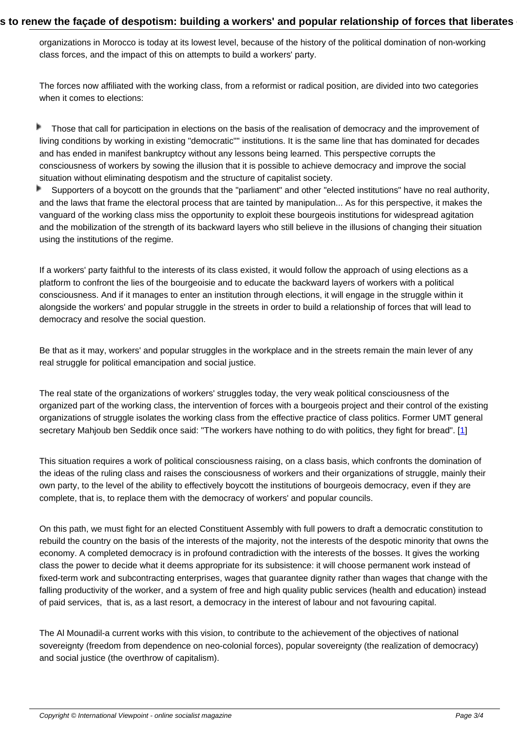organizations in Morocco is today at its lowest level, because of the history of the political domination of non-working class forces, and the impact of this on attempts to build a workers' party.

The forces now affiliated with the working class, from a reformist or radical position, are divided into two categories when it comes to elections:

- Those that call for participation in elections on the basis of the realisation of democracy and the improvement of living conditions by working in existing "democratic"" institutions. It is the same line that has dominated for decades and has ended in manifest bankruptcy without any lessons being learned. This perspective corrupts the consciousness of workers by sowing the illusion that it is possible to achieve democracy and improve the social situation without eliminating despotism and the structure of capitalist society.
- Supporters of a boycott on the grounds that the "parliament" and other "elected institutions" have no real authority, and the laws that frame the electoral process that are tainted by manipulation... As for this perspective, it makes the vanguard of the working class miss the opportunity to exploit these bourgeois institutions for widespread agitation and the mobilization of the strength of its backward layers who still believe in the illusions of changing their situation using the institutions of the regime.

If a workers' party faithful to the interests of its class existed, it would follow the approach of using elections as a platform to confront the lies of the bourgeoisie and to educate the backward layers of workers with a political consciousness. And if it manages to enter an institution through elections, it will engage in the struggle within it alongside the workers' and popular struggle in the streets in order to build a relationship of forces that will lead to democracy and resolve the social question.

Be that as it may, workers' and popular struggles in the workplace and in the streets remain the main lever of any real struggle for political emancipation and social justice.

The real state of the organizations of workers' struggles today, the very weak political consciousness of the organized part of the working class, the intervention of forces with a bourgeois project and their control of the existing organizations of struggle isolates the working class from the effective practice of class politics. Former UMT general secretary Mahjoub ben Seddik once said: "The workers have nothing to do with politics, they fight for bread". [1]

This situation requires a work of political consciousness raising, on a class basis, which confronts the domination of the ideas of the ruling class and raises the consciousness of workers and their organizations of struggle, mainly their own party, to the level of the ability to effectively boycott the institutions of bourgeois democracy, even if they are complete, that is, to replace them with the democracy of workers' and popular councils.

On this path, we must fight for an elected Constituent Assembly with full powers to draft a democratic constitution to rebuild the country on the basis of the interests of the majority, not the interests of the despotic minority that owns the economy. A completed democracy is in profound contradiction with the interests of the bosses. It gives the working class the power to decide what it deems appropriate for its subsistence: it will choose permanent work instead of fixed-term work and subcontracting enterprises, wages that guarantee dignity rather than wages that change with the falling productivity of the worker, and a system of free and high quality public services (health and education) instead of paid services, that is, as a last resort, a democracy in the interest of labour and not favouring capital.

The Al Mounadil-a current works with this vision, to contribute to the achievement of the objectives of national sovereignty (freedom from dependence on neo-colonial forces), popular sovereignty (the realization of democracy) and social justice (the overthrow of capitalism).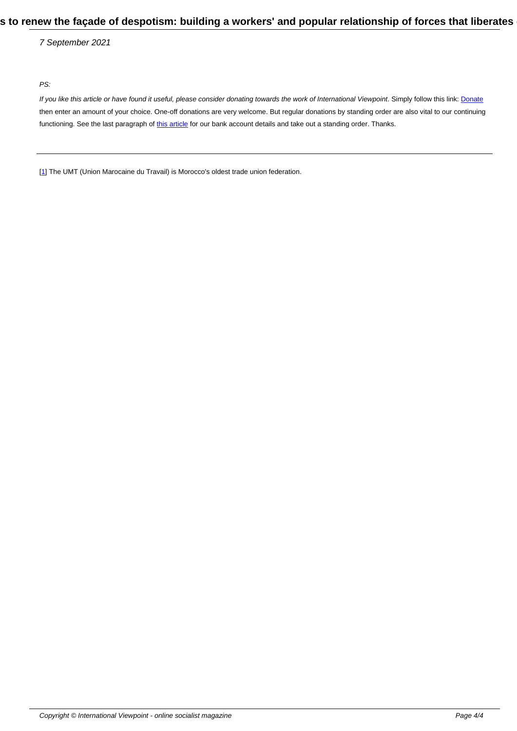*7 September 2021*

*PS:*

*If you like this article or have found it useful, please consider donating towards the work of International Viewpoint.* Simply follow this link: Donate then enter an amount of your choice. One-off donations are very welcome. But regular donations by standing order are also vital to our continuing functioning. See the last paragraph of this article for our bank account details and take out a standing order. Thanks.

---

[1] The UMT (Union Marocaine du Travail) is Morocco's oldest trade union federation.